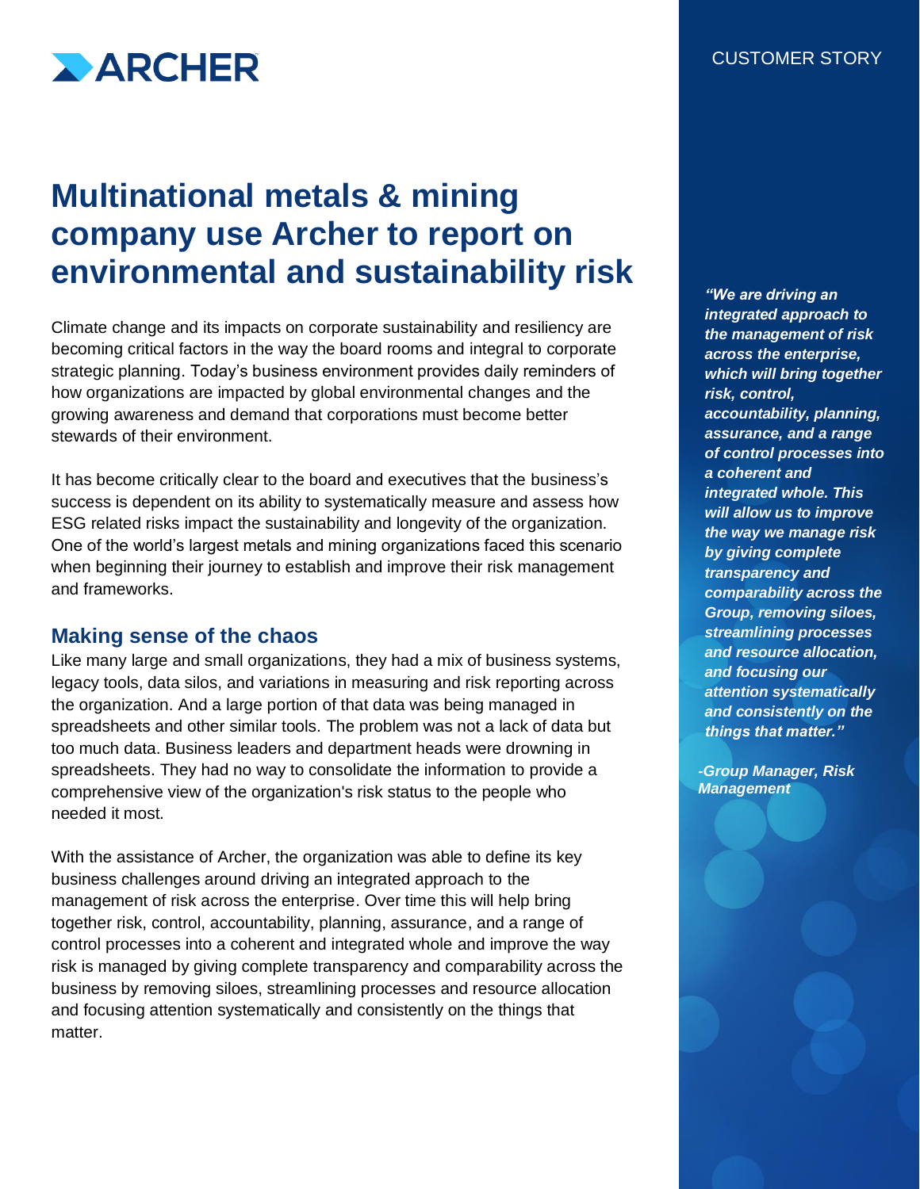ARCHER

CUSTOMER STORY

# Multinational metals & mining company use Archer to report on environmental and sustainability risk

Climate change and its impacts on corporate sustainability and resiliency are becoming critical factors in the way the board rooms and integral to corporate strategic planning. Today's business environment provides daily reminders of how organizations are impacted by global environmental changes and the growing awareness and demand that corporations must become better stewards of their environment.

It has become critically clear to the board and executives that the business's success is dependent on its ability to systematically measure and assess how ESG related risks impact the sustainability and longevity of the organization. One of the world's largest metals and mining organizations faced this scenario when beginning their journey to establish and improve their risk management and frameworks.

## Making sense of the chaos

Like many large and small organizations, they had a mix of business systems, legacy tools, data silos, and variations in measuring and risk reporting across the organization. And a large portion of that data was being managed in spreadsheets and other similar tools. The problem was not a lack of data but too much data. Business leaders and department heads were drowning in spreadsheets. They had no way to consolidate the information to provide a comprehensive view of the organization's risk status to the people who needed it most.

With the assistance of Archer, the organization was able to define its key business challenges around driving an integrated approach to the management of risk across the enterprise. Over time this will help bring together risk, control, accountability, planning, assurance, and a range of control processes into a coherent and integrated whole and improve the way risk is managed by giving complete transparency and comparability across the business by removing siloes, streamlining processes and resource allocation and focusing attention systematically and consistently on the things that matter.

***"We are driving an integrated approach to the management of risk across the enterprise, which will bring together risk, control, accountability, planning, assurance, and a range of control processes into a coherent and integrated whole. This will allow us to improve the way we manage risk by giving complete transparency and comparability across the Group, removing siloes, streamlining processes and resource allocation, and focusing our attention systematically and consistently on the things that matter."***

***-Group Manager, Risk Management***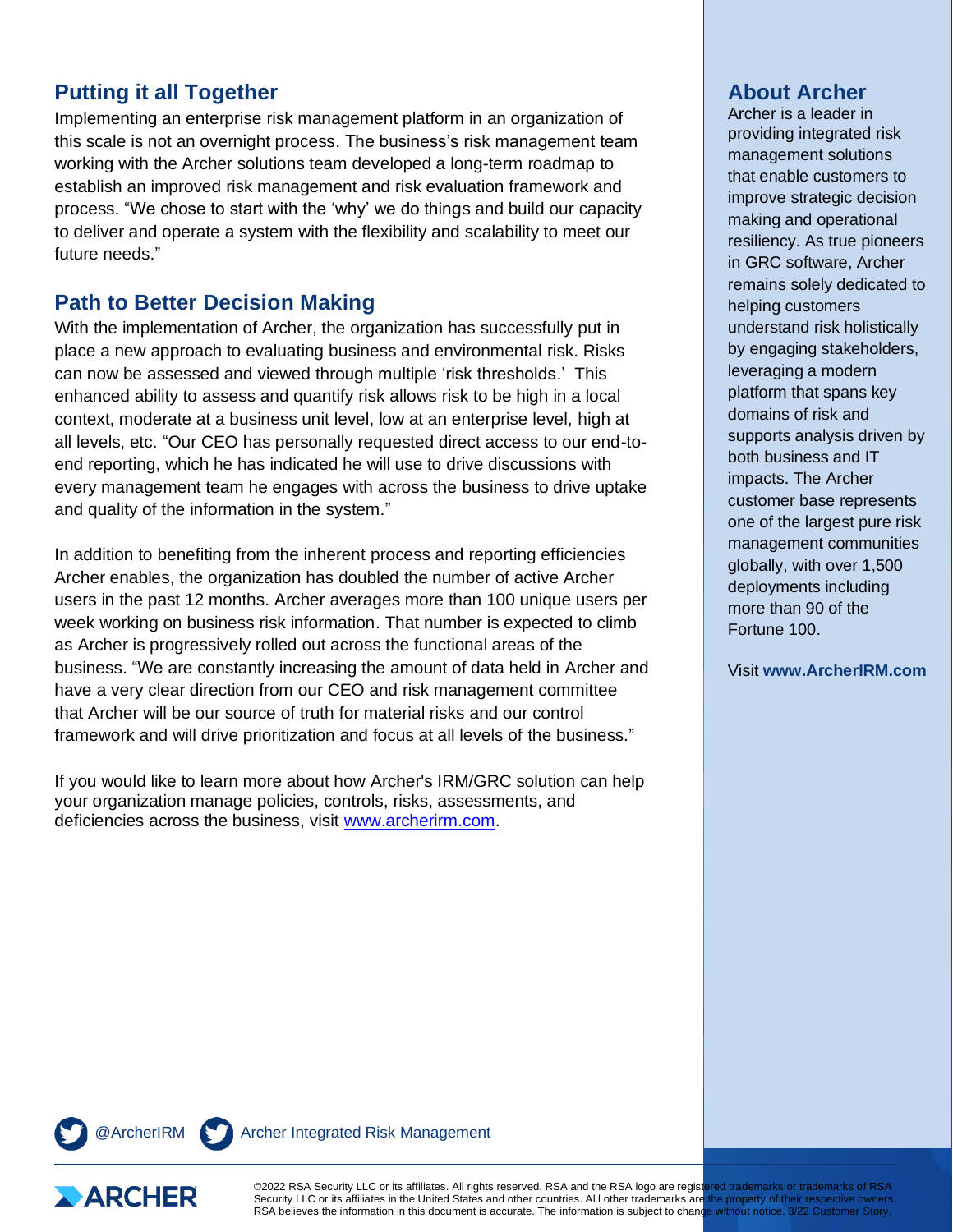## Putting it all Together

Implementing an enterprise risk management platform in an organization of this scale is not an overnight process. The business's risk management team working with the Archer solutions team developed a long-term roadmap to establish an improved risk management and risk evaluation framework and process. "We chose to start with the 'why' we do things and build our capacity to deliver and operate a system with the flexibility and scalability to meet our future needs."

## Path to Better Decision Making

With the implementation of Archer, the organization has successfully put in place a new approach to evaluating business and environmental risk. Risks can now be assessed and viewed through multiple 'risk thresholds.' This enhanced ability to assess and quantify risk allows risk to be high in a local context, moderate at a business unit level, low at an enterprise level, high at all levels, etc. "Our CEO has personally requested direct access to our end-to-end reporting, which he has indicated he will use to drive discussions with every management team he engages with across the business to drive uptake and quality of the information in the system."

In addition to benefiting from the inherent process and reporting efficiencies Archer enables, the organization has doubled the number of active Archer users in the past 12 months. Archer averages more than 100 unique users per week working on business risk information. That number is expected to climb as Archer is progressively rolled out across the functional areas of the business. "We are constantly increasing the amount of data held in Archer and have a very clear direction from our CEO and risk management committee that Archer will be our source of truth for material risks and our control framework and will drive prioritization and focus at all levels of the business."

If you would like to learn more about how Archer's IRM/GRC solution can help your organization manage policies, controls, risks, assessments, and deficiencies across the business, visit [www.archerirm.com](http://www.archerirm.com).

## About Archer

Archer is a leader in providing integrated risk management solutions that enable customers to improve strategic decision making and operational resiliency. As true pioneers in GRC software, Archer remains solely dedicated to helping customers understand risk holistically by engaging stakeholders, leveraging a modern platform that spans key domains of risk and supports analysis driven by both business and IT impacts. The Archer customer base represents one of the largest pure risk management communities globally, with over 1,500 deployments including more than 90 of the Fortune 100.

Visit **www.ArcherIRM.com**

@ArcherIRM Archer Integrated Risk Management

ARCHER

©2022 RSA Security LLC or its affiliates. All rights reserved. RSA and the RSA logo are registered trademarks or trademarks of RSA Security LLC or its affiliates in the United States and other countries. Al l other trademarks are the property of their respective owners. RSA believes the information in this document is accurate. The information is subject to change without notice. 3/22 Customer Story.